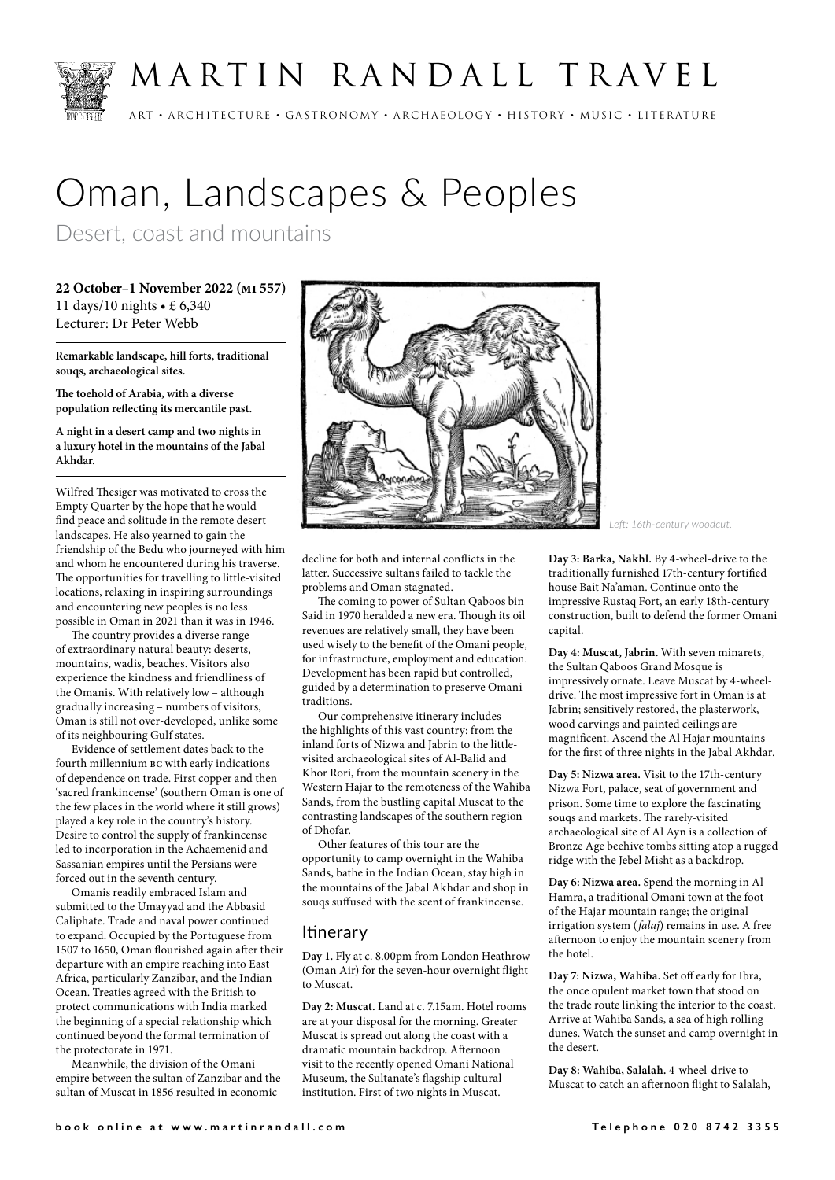# MARTIN RANDALL TRAVEL

ART • ARCHITECTURE • GASTRONOMY • ARCHAEOLOGY • HISTORY • MUSIC • LITERATURE

# Oman, Landscapes & Peoples

## Desert, coast and mountains

**22 October–1 November 2022 (MI 557)**
11 days/10 nights • £ 6,340
Lecturer: Dr Peter Webb

**Remarkable landscape, hill forts, traditional souqs, archaeological sites.**

**The toehold of Arabia, with a diverse population reflecting its mercantile past.**

**A night in a desert camp and two nights in a luxury hotel in the mountains of the Jabal Akhdar.**

Wilfred Thesiger was motivated to cross the Empty Quarter by the hope that he would find peace and solitude in the remote desert landscapes. He also yearned to gain the friendship of the Bedu who journeyed with him and whom he encountered during his traverse. The opportunities for travelling to little-visited locations, relaxing in inspiring surroundings and encountering new peoples is no less possible in Oman in 2021 than it was in 1946.

The country provides a diverse range of extraordinary natural beauty: deserts, mountains, wadis, beaches. Visitors also experience the kindness and friendliness of the Omanis. With relatively low – although gradually increasing – numbers of visitors, Oman is still not over-developed, unlike some of its neighbouring Gulf states.

Evidence of settlement dates back to the fourth millennium BC with early indications of dependence on trade. First copper and then 'sacred frankincense' (southern Oman is one of the few places in the world where it still grows) played a key role in the country's history. Desire to control the supply of frankincense led to incorporation in the Achaemenid and Sassanian empires until the Persians were forced out in the seventh century.

Omanis readily embraced Islam and submitted to the Umayyad and the Abbasid Caliphate. Trade and naval power continued to expand. Occupied by the Portuguese from 1507 to 1650, Oman flourished again after their departure with an empire reaching into East Africa, particularly Zanzibar, and the Indian Ocean. Treaties agreed with the British to protect communications with India marked the beginning of a special relationship which continued beyond the formal termination of the protectorate in 1971.

Meanwhile, the division of the Omani empire between the sultan of Zanzibar and the sultan of Muscat in 1856 resulted in economic decline for both and internal conflicts in the latter. Successive sultans failed to tackle the problems and Oman stagnated.

The coming to power of Sultan Qaboos bin Said in 1970 heralded a new era. Though its oil revenues are relatively small, they have been used wisely to the benefit of the Omani people, for infrastructure, employment and education. Development has been rapid but controlled, guided by a determination to preserve Omani traditions.

Our comprehensive itinerary includes the highlights of this vast country: from the inland forts of Nizwa and Jabrin to the little-visited archaeological sites of Al-Balid and Khor Rori, from the mountain scenery in the Western Hajar to the remoteness of the Wahiba Sands, from the bustling capital Muscat to the contrasting landscapes of the southern region of Dhofar.

Other features of this tour are the opportunity to camp overnight in the Wahiba Sands, bathe in the Indian Ocean, stay high in the mountains of the Jabal Akhdar and shop in souqs suffused with the scent of frankincense.

*Left: 16th-century woodcut.*

## Itinerary

**Day 1.** Fly at c. 8.00pm from London Heathrow (Oman Air) for the seven-hour overnight flight to Muscat.

**Day 2: Muscat.** Land at c. 7.15am. Hotel rooms are at your disposal for the morning. Greater Muscat is spread out along the coast with a dramatic mountain backdrop. Afternoon visit to the recently opened Omani National Museum, the Sultanate's flagship cultural institution. First of two nights in Muscat.

**Day 3: Barka, Nakhl.** By 4-wheel-drive to the traditionally furnished 17th-century fortified house Bait Na'aman. Continue onto the impressive Rustaq Fort, an early 18th-century construction, built to defend the former Omani capital.

**Day 4: Muscat, Jabrin.** With seven minarets, the Sultan Qaboos Grand Mosque is impressively ornate. Leave Muscat by 4-wheel-drive. The most impressive fort in Oman is at Jabrin; sensitively restored, the plasterwork, wood carvings and painted ceilings are magnificent. Ascend the Al Hajar mountains for the first of three nights in the Jabal Akhdar.

**Day 5: Nizwa area.** Visit to the 17th-century Nizwa Fort, palace, seat of government and prison. Some time to explore the fascinating souqs and markets. The rarely-visited archaeological site of Al Ayn is a collection of Bronze Age beehive tombs sitting atop a rugged ridge with the Jebel Misht as a backdrop.

**Day 6: Nizwa area.** Spend the morning in Al Hamra, a traditional Omani town at the foot of the Hajar mountain range; the original irrigation system (*falaj*) remains in use. A free afternoon to enjoy the mountain scenery from the hotel.

**Day 7: Nizwa, Wahiba.** Set off early for Ibra, the once opulent market town that stood on the trade route linking the interior to the coast. Arrive at Wahiba Sands, a sea of high rolling dunes. Watch the sunset and camp overnight in the desert.

**Day 8: Wahiba, Salalah.** 4-wheel-drive to Muscat to catch an afternoon flight to Salalah,

**book online at www.martinrandall.com** **Telephone 020 8742 3355**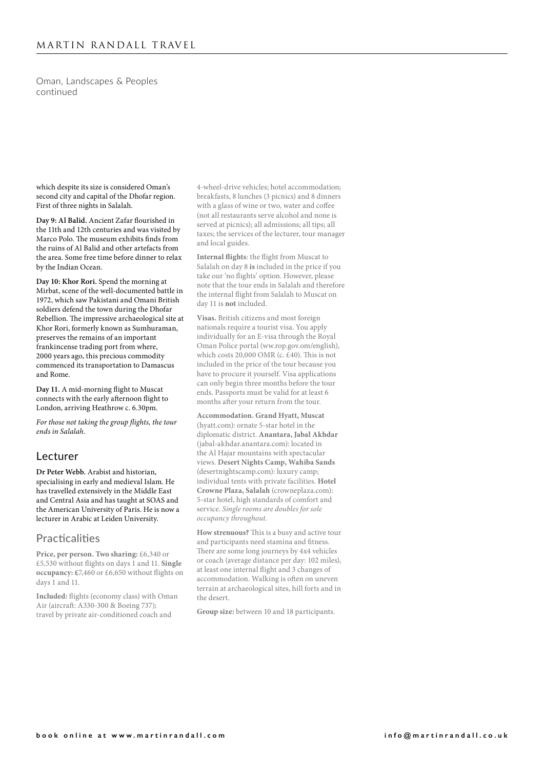Oman, Landscapes & Peoples continued

which despite its size is considered Oman's second city and capital of the Dhofar region. First of three nights in Salalah.

**Day 9: Al Balid.** Ancient Zafar flourished in the 11th and 12th centuries and was visited by Marco Polo. The museum exhibits finds from the ruins of Al Balid and other artefacts from the area. Some free time before dinner to relax by the Indian Ocean.

**Day 10: Khor Rori.** Spend the morning at Mirbat, scene of the well-documented battle in 1972, which saw Pakistani and Omani British soldiers defend the town during the Dhofar Rebellion. The impressive archaeological site at Khor Rori, formerly known as Sumhuraman, preserves the remains of an important frankincense trading port from where, 2000 years ago, this precious commodity commenced its transportation to Damascus and Rome.

**Day 11.** A mid-morning flight to Muscat connects with the early afternoon flight to London, arriving Heathrow c. 6.30pm.

*For those not taking the group flights, the tour ends in Salalah.*

## Lecturer

**Dr Peter Webb.** Arabist and historian, specialising in early and medieval Islam. He has travelled extensively in the Middle East and Central Asia and has taught at SOAS and the American University of Paris. He is now a lecturer in Arabic at Leiden University.

## Practicalities

**Price, per person. Two sharing:** £6,340 or £5,530 without flights on days 1 and 11. **Single occupancy:** £7,460 or £6,650 without flights on days 1 and 11.

**Included:** flights (economy class) with Oman Air (aircraft: A330-300 & Boeing 737); travel by private air-conditioned coach and 4-wheel-drive vehicles; hotel accommodation; breakfasts, 8 lunches (3 picnics) and 8 dinners with a glass of wine or two, water and coffee (not all restaurants serve alcohol and none is served at picnics); all admissions; all tips; all taxes; the services of the lecturer, tour manager and local guides.

**Internal flights**: the flight from Muscat to Salalah on day 8 **is** included in the price if you take our 'no flights' option. However, please note that the tour ends in Salalah and therefore the internal flight from Salalah to Muscat on day 11 is **not** included.

**Visas.** British citizens and most foreign nationals require a tourist visa. You apply individually for an E-visa through the Royal Oman Police portal (ww.rop.gov.om/english), which costs 20,000 OMR (c. £40). This is not included in the price of the tour because you have to procure it yourself. Visa applications can only begin three months before the tour ends. Passports must be valid for at least 6 months after your return from the tour.

**Accommodation. Grand Hyatt, Muscat** (hyatt.com): ornate 5-star hotel in the diplomatic district. **Anantara, Jabal Akhdar** (jabal-akhdar.anantara.com): located in the Al Hajar mountains with spectacular views. **Desert Nights Camp, Wahiba Sands** (desertnightscamp.com): luxury camp; individual tents with private facilities. **Hotel Crowne Plaza, Salalah** (crowneplaza.com): 5-star hotel, high standards of comfort and service. *Single rooms are doubles for sole occupancy throughout.*

**How strenuous?** This is a busy and active tour and participants need stamina and fitness. There are some long journeys by 4x4 vehicles or coach (average distance per day: 102 miles), at least one internal flight and 3 changes of accommodation. Walking is often on uneven terrain at archaeological sites, hill forts and in the desert.

**Group size:** between 10 and 18 participants.